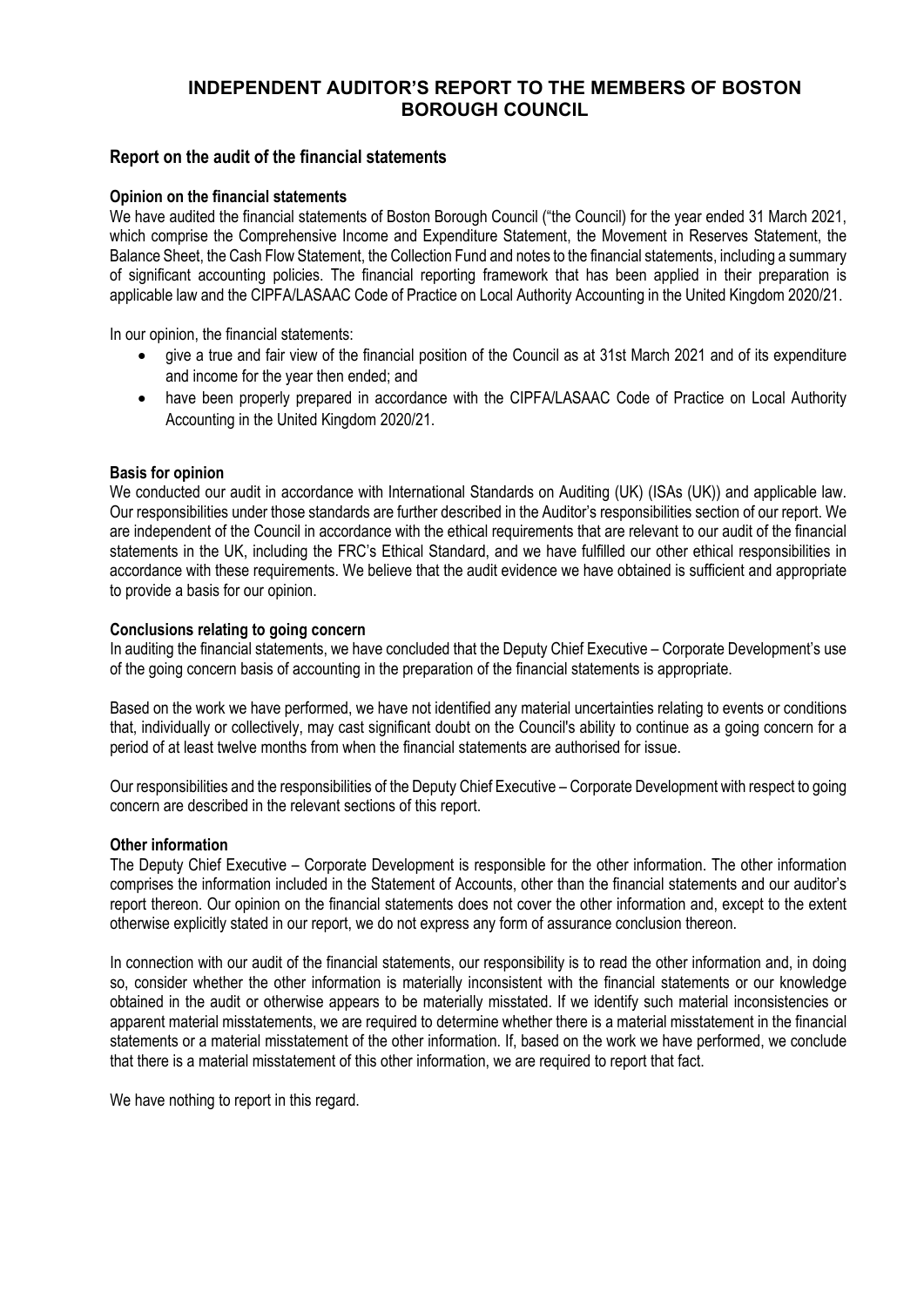# INDEPENDENT AUDITOR'S REPORT TO THE MEMBERS OF BOSTON BOROUGH COUNCIL

## Report on the audit of the financial statements

### Opinion on the financial statements

We have audited the financial statements of Boston Borough Council ("the Council) for the year ended 31 March 2021, which comprise the Comprehensive Income and Expenditure Statement, the Movement in Reserves Statement, the Balance Sheet, the Cash Flow Statement, the Collection Fund and notes to the financial statements, including a summary of significant accounting policies. The financial reporting framework that has been applied in their preparation is applicable law and the CIPFA/LASAAC Code of Practice on Local Authority Accounting in the United Kingdom 2020/21.

In our opinion, the financial statements:

- give a true and fair view of the financial position of the Council as at 31st March 2021 and of its expenditure and income for the year then ended; and
- have been properly prepared in accordance with the CIPFA/LASAAC Code of Practice on Local Authority Accounting in the United Kingdom 2020/21.

### Basis for opinion

We conducted our audit in accordance with International Standards on Auditing (UK) (ISAs (UK)) and applicable law. Our responsibilities under those standards are further described in the Auditor's responsibilities section of our report. We are independent of the Council in accordance with the ethical requirements that are relevant to our audit of the financial statements in the UK, including the FRC's Ethical Standard, and we have fulfilled our other ethical responsibilities in accordance with these requirements. We believe that the audit evidence we have obtained is sufficient and appropriate to provide a basis for our opinion.

### Conclusions relating to going concern

In auditing the financial statements, we have concluded that the Deputy Chief Executive – Corporate Development's use of the going concern basis of accounting in the preparation of the financial statements is appropriate.

Based on the work we have performed, we have not identified any material uncertainties relating to events or conditions that, individually or collectively, may cast significant doubt on the Council's ability to continue as a going concern for a period of at least twelve months from when the financial statements are authorised for issue.

Our responsibilities and the responsibilities of the Deputy Chief Executive – Corporate Development with respect to going concern are described in the relevant sections of this report.

### Other information

The Deputy Chief Executive – Corporate Development is responsible for the other information. The other information comprises the information included in the Statement of Accounts, other than the financial statements and our auditor's report thereon. Our opinion on the financial statements does not cover the other information and, except to the extent otherwise explicitly stated in our report, we do not express any form of assurance conclusion thereon.

In connection with our audit of the financial statements, our responsibility is to read the other information and, in doing so, consider whether the other information is materially inconsistent with the financial statements or our knowledge obtained in the audit or otherwise appears to be materially misstated. If we identify such material inconsistencies or apparent material misstatements, we are required to determine whether there is a material misstatement in the financial statements or a material misstatement of the other information. If, based on the work we have performed, we conclude that there is a material misstatement of this other information, we are required to report that fact.

We have nothing to report in this regard.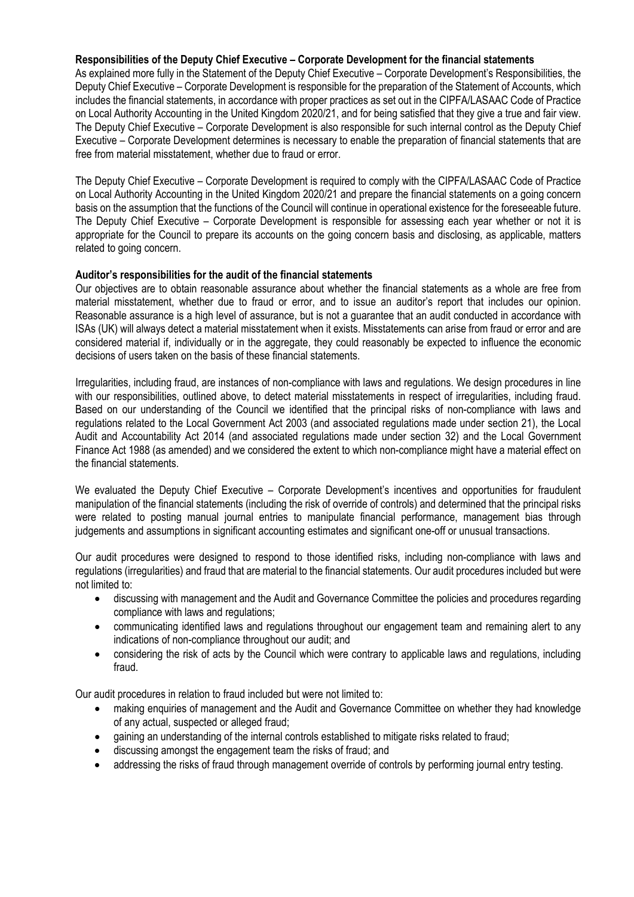**Responsibilities of the Deputy Chief Executive – Corporate Development for the financial statements**

As explained more fully in the Statement of the Deputy Chief Executive – Corporate Development's Responsibilities, the Deputy Chief Executive – Corporate Development is responsible for the preparation of the Statement of Accounts, which includes the financial statements, in accordance with proper practices as set out in the CIPFA/LASAAC Code of Practice on Local Authority Accounting in the United Kingdom 2020/21, and for being satisfied that they give a true and fair view. The Deputy Chief Executive – Corporate Development is also responsible for such internal control as the Deputy Chief Executive – Corporate Development determines is necessary to enable the preparation of financial statements that are free from material misstatement, whether due to fraud or error.

The Deputy Chief Executive – Corporate Development is required to comply with the CIPFA/LASAAC Code of Practice on Local Authority Accounting in the United Kingdom 2020/21 and prepare the financial statements on a going concern basis on the assumption that the functions of the Council will continue in operational existence for the foreseeable future. The Deputy Chief Executive – Corporate Development is responsible for assessing each year whether or not it is appropriate for the Council to prepare its accounts on the going concern basis and disclosing, as applicable, matters related to going concern.

**Auditor's responsibilities for the audit of the financial statements**

Our objectives are to obtain reasonable assurance about whether the financial statements as a whole are free from material misstatement, whether due to fraud or error, and to issue an auditor's report that includes our opinion. Reasonable assurance is a high level of assurance, but is not a guarantee that an audit conducted in accordance with ISAs (UK) will always detect a material misstatement when it exists. Misstatements can arise from fraud or error and are considered material if, individually or in the aggregate, they could reasonably be expected to influence the economic decisions of users taken on the basis of these financial statements.

Irregularities, including fraud, are instances of non-compliance with laws and regulations. We design procedures in line with our responsibilities, outlined above, to detect material misstatements in respect of irregularities, including fraud. Based on our understanding of the Council we identified that the principal risks of non-compliance with laws and regulations related to the Local Government Act 2003 (and associated regulations made under section 21), the Local Audit and Accountability Act 2014 (and associated regulations made under section 32) and the Local Government Finance Act 1988 (as amended) and we considered the extent to which non-compliance might have a material effect on the financial statements.

We evaluated the Deputy Chief Executive – Corporate Development's incentives and opportunities for fraudulent manipulation of the financial statements (including the risk of override of controls) and determined that the principal risks were related to posting manual journal entries to manipulate financial performance, management bias through judgements and assumptions in significant accounting estimates and significant one-off or unusual transactions.

Our audit procedures were designed to respond to those identified risks, including non-compliance with laws and regulations (irregularities) and fraud that are material to the financial statements. Our audit procedures included but were not limited to:

- discussing with management and the Audit and Governance Committee the policies and procedures regarding compliance with laws and regulations;
- communicating identified laws and regulations throughout our engagement team and remaining alert to any indications of non-compliance throughout our audit; and
- considering the risk of acts by the Council which were contrary to applicable laws and regulations, including fraud.

Our audit procedures in relation to fraud included but were not limited to:

- making enquiries of management and the Audit and Governance Committee on whether they had knowledge of any actual, suspected or alleged fraud;
- gaining an understanding of the internal controls established to mitigate risks related to fraud;
- discussing amongst the engagement team the risks of fraud; and
- addressing the risks of fraud through management override of controls by performing journal entry testing.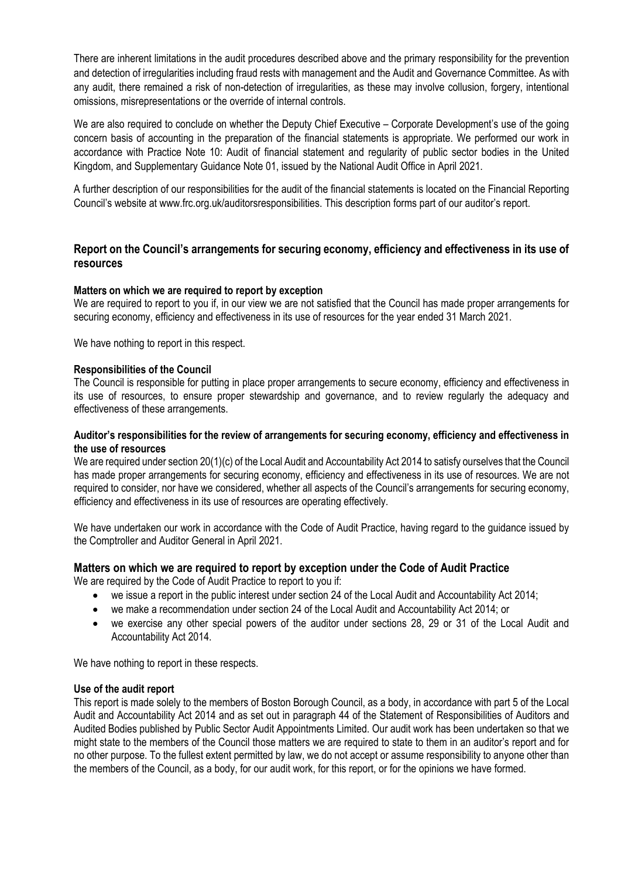There are inherent limitations in the audit procedures described above and the primary responsibility for the prevention and detection of irregularities including fraud rests with management and the Audit and Governance Committee. As with any audit, there remained a risk of non-detection of irregularities, as these may involve collusion, forgery, intentional omissions, misrepresentations or the override of internal controls.

We are also required to conclude on whether the Deputy Chief Executive – Corporate Development's use of the going concern basis of accounting in the preparation of the financial statements is appropriate. We performed our work in accordance with Practice Note 10: Audit of financial statement and regularity of public sector bodies in the United Kingdom, and Supplementary Guidance Note 01, issued by the National Audit Office in April 2021.

A further description of our responsibilities for the audit of the financial statements is located on the Financial Reporting Council's website at www.frc.org.uk/auditorsresponsibilities. This description forms part of our auditor's report.

## Report on the Council's arrangements for securing economy, efficiency and effectiveness in its use of resources

**Matters on which we are required to report by exception**

We are required to report to you if, in our view we are not satisfied that the Council has made proper arrangements for securing economy, efficiency and effectiveness in its use of resources for the year ended 31 March 2021.

We have nothing to report in this respect.

**Responsibilities of the Council**

The Council is responsible for putting in place proper arrangements to secure economy, efficiency and effectiveness in its use of resources, to ensure proper stewardship and governance, and to review regularly the adequacy and effectiveness of these arrangements.

**Auditor's responsibilities for the review of arrangements for securing economy, efficiency and effectiveness in the use of resources**

We are required under section 20(1)(c) of the Local Audit and Accountability Act 2014 to satisfy ourselves that the Council has made proper arrangements for securing economy, efficiency and effectiveness in its use of resources. We are not required to consider, nor have we considered, whether all aspects of the Council's arrangements for securing economy, efficiency and effectiveness in its use of resources are operating effectively.

We have undertaken our work in accordance with the Code of Audit Practice, having regard to the guidance issued by the Comptroller and Auditor General in April 2021.

## Matters on which we are required to report by exception under the Code of Audit Practice

We are required by the Code of Audit Practice to report to you if:

- we issue a report in the public interest under section 24 of the Local Audit and Accountability Act 2014;
- we make a recommendation under section 24 of the Local Audit and Accountability Act 2014; or
- we exercise any other special powers of the auditor under sections 28, 29 or 31 of the Local Audit and Accountability Act 2014.

We have nothing to report in these respects.

**Use of the audit report**

This report is made solely to the members of Boston Borough Council, as a body, in accordance with part 5 of the Local Audit and Accountability Act 2014 and as set out in paragraph 44 of the Statement of Responsibilities of Auditors and Audited Bodies published by Public Sector Audit Appointments Limited. Our audit work has been undertaken so that we might state to the members of the Council those matters we are required to state to them in an auditor's report and for no other purpose. To the fullest extent permitted by law, we do not accept or assume responsibility to anyone other than the members of the Council, as a body, for our audit work, for this report, or for the opinions we have formed.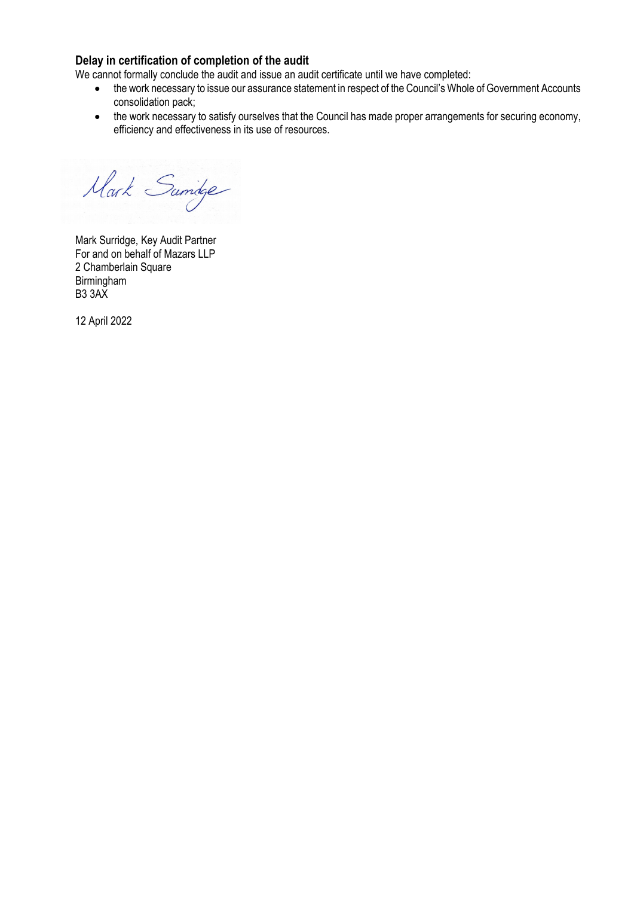### Delay in certification of completion of the audit

We cannot formally conclude the audit and issue an audit certificate until we have completed:

- the work necessary to issue our assurance statement in respect of the Council's Whole of Government Accounts consolidation pack;
- the work necessary to satisfy ourselves that the Council has made proper arrangements for securing economy, efficiency and effectiveness in its use of resources.

Mark Surridge

Mark Surridge, Key Audit Partner
For and on behalf of Mazars LLP
2 Chamberlain Square
Birmingham
B3 3AX

12 April 2022